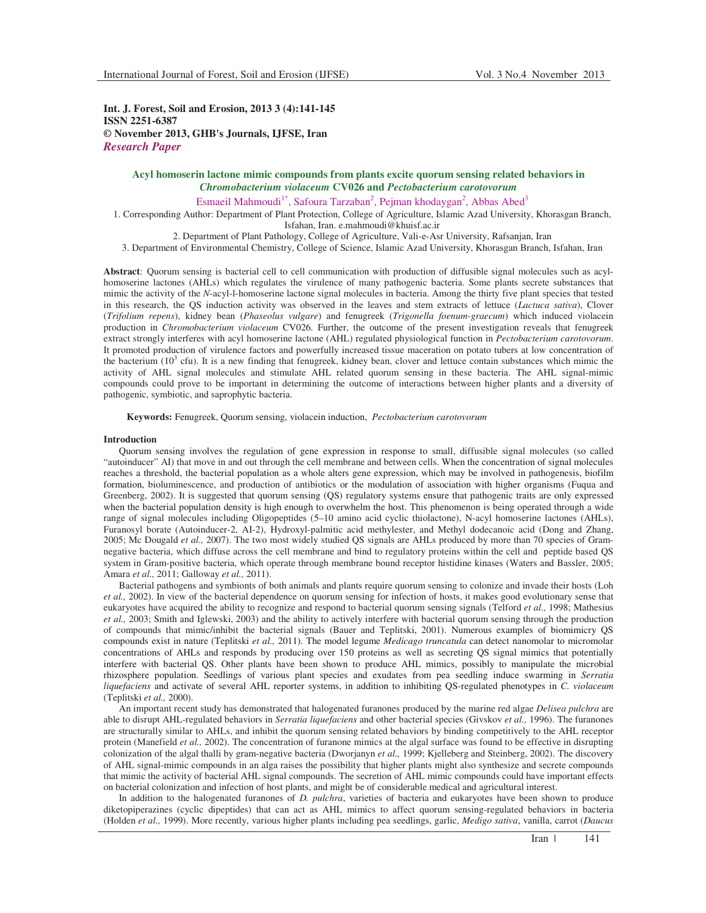**Int. J. Forest, Soil and Erosion, 2013 3 (4):141-145**
**ISSN 2251-6387**
**© November 2013, GHB's Journals, IJFSE, Iran**
***Research Paper***

# Acyl homoserin lactone mimic compounds from plants excite quorum sensing related behaviors in *Chromobacterium violaceum* CV026 and *Pectobacterium carotovorum*

Esmaeil Mahmoudi[1*], Safoura Tarzaban[2], Pejman khodaygan[2], Abbas Abed[3]

1. Corresponding Author: Department of Plant Protection, College of Agriculture, Islamic Azad University, Khorasgan Branch, Isfahan, Iran. e.mahmoudi@khuisf.ac.ir
2. Department of Plant Pathology, College of Agriculture, Vali-e-Asr University, Rafsanjan, Iran
3. Department of Environmental Chemistry, College of Science, Islamic Azad University, Khorasgan Branch, Isfahan, Iran

**Abstract**: Quorum sensing is bacterial cell to cell communication with production of diffusible signal molecules such as acyl-homoserine lactones (AHLs) which regulates the virulence of many pathogenic bacteria. Some plants secrete substances that mimic the activity of the *N*-acyl-l-homoserine lactone signal molecules in bacteria. Among the thirty five plant species that tested in this research, the QS induction activity was observed in the leaves and stem extracts of lettuce (*Lactuca sativa*), Clover (*Trifolium repens*), kidney bean (*Phaseolus vulgare*) and fenugreek (*Trigonella foenum-graecum*) which induced violacein production in *Chromobacterium violaceum* CV026. Further, the outcome of the present investigation reveals that fenugreek extract strongly interferes with acyl homoserine lactone (AHL) regulated physiological function in *Pectobacterium carotovorum*. It promoted production of virulence factors and powerfully increased tissue maceration on potato tubers at low concentration of the bacterium ($10^3$ cfu). It is a new finding that fenugreek, kidney bean, clover and lettuce contain substances which mimic the activity of AHL signal molecules and stimulate AHL related quorum sensing in these bacteria. The AHL signal-mimic compounds could prove to be important in determining the outcome of interactions between higher plants and a diversity of pathogenic, symbiotic, and saprophytic bacteria.

**Keywords:** Fenugreek, Quorum sensing, violacein induction, *Pectobacterium carotovorum*

## Introduction

Quorum sensing involves the regulation of gene expression in response to small, diffusible signal molecules (so called "autoinducer" AI) that move in and out through the cell membrane and between cells. When the concentration of signal molecules reaches a threshold, the bacterial population as a whole alters gene expression, which may be involved in pathogenesis, biofilm formation, bioluminescence, and production of antibiotics or the modulation of association with higher organisms (Fuqua and Greenberg, 2002). It is suggested that quorum sensing (QS) regulatory systems ensure that pathogenic traits are only expressed when the bacterial population density is high enough to overwhelm the host. This phenomenon is being operated through a wide range of signal molecules including Oligopeptides (5–10 amino acid cyclic thiolactone), N-acyl homoserine lactones (AHLs), Furanosyl borate (Autoinducer-2, AI-2), Hydroxyl-palmitic acid methylester, and Methyl dodecanoic acid (Dong and Zhang, 2005; Mc Dougald *et al.,* 2007). The two most widely studied QS signals are AHLs produced by more than 70 species of Gram-negative bacteria, which diffuse across the cell membrane and bind to regulatory proteins within the cell and peptide based QS system in Gram-positive bacteria, which operate through membrane bound receptor histidine kinases (Waters and Bassler, 2005; Amara *et al.,* 2011; Galloway *et al.,* 2011).

Bacterial pathogens and symbionts of both animals and plants require quorum sensing to colonize and invade their hosts (Loh *et al.,* 2002). In view of the bacterial dependence on quorum sensing for infection of hosts, it makes good evolutionary sense that eukaryotes have acquired the ability to recognize and respond to bacterial quorum sensing signals (Telford *et al.,* 1998; Mathesius *et al.,* 2003; Smith and Iglewski, 2003) and the ability to actively interfere with bacterial quorum sensing through the production of compounds that mimic/inhibit the bacterial signals (Bauer and Teplitski, 2001). Numerous examples of biomimicry QS compounds exist in nature (Teplitski *et al.,* 2011). The model legume *Medicago truncatula* can detect nanomolar to micromolar concentrations of AHLs and responds by producing over 150 proteins as well as secreting QS signal mimics that potentially interfere with bacterial QS. Other plants have been shown to produce AHL mimics, possibly to manipulate the microbial rhizosphere population. Seedlings of various plant species and exudates from pea seedling induce swarming in *Serratia liquefaciens* and activate of several AHL reporter systems, in addition to inhibiting QS-regulated phenotypes in *C. violaceum* (Teplitski *et al.,* 2000).

An important recent study has demonstrated that halogenated furanones produced by the marine red algae *Delisea pulchra* are able to disrupt AHL-regulated behaviors in *Serratia liquefaciens* and other bacterial species (Givskov *et al.,* 1996). The furanones are structurally similar to AHLs, and inhibit the quorum sensing related behaviors by binding competitively to the AHL receptor protein (Manefield *et al.,* 2002). The concentration of furanone mimics at the algal surface was found to be effective in disrupting colonization of the algal thalli by gram-negative bacteria (Dworjanyn *et al.,* 1999; Kjelleberg and Steinberg, 2002). The discovery of AHL signal-mimic compounds in an alga raises the possibility that higher plants might also synthesize and secrete compounds that mimic the activity of bacterial AHL signal compounds. The secretion of AHL mimic compounds could have important effects on bacterial colonization and infection of host plants, and might be of considerable medical and agricultural interest.

In addition to the halogenated furanones of *D. pulchra*, varieties of bacteria and eukaryotes have been shown to produce diketopiperazines (cyclic dipeptides) that can act as AHL mimics to affect quorum sensing-regulated behaviors in bacteria (Holden *et al.,* 1999). More recently, various higher plants including pea seedlings, garlic, *Medigo sativa*, vanilla, carrot (*Daucus*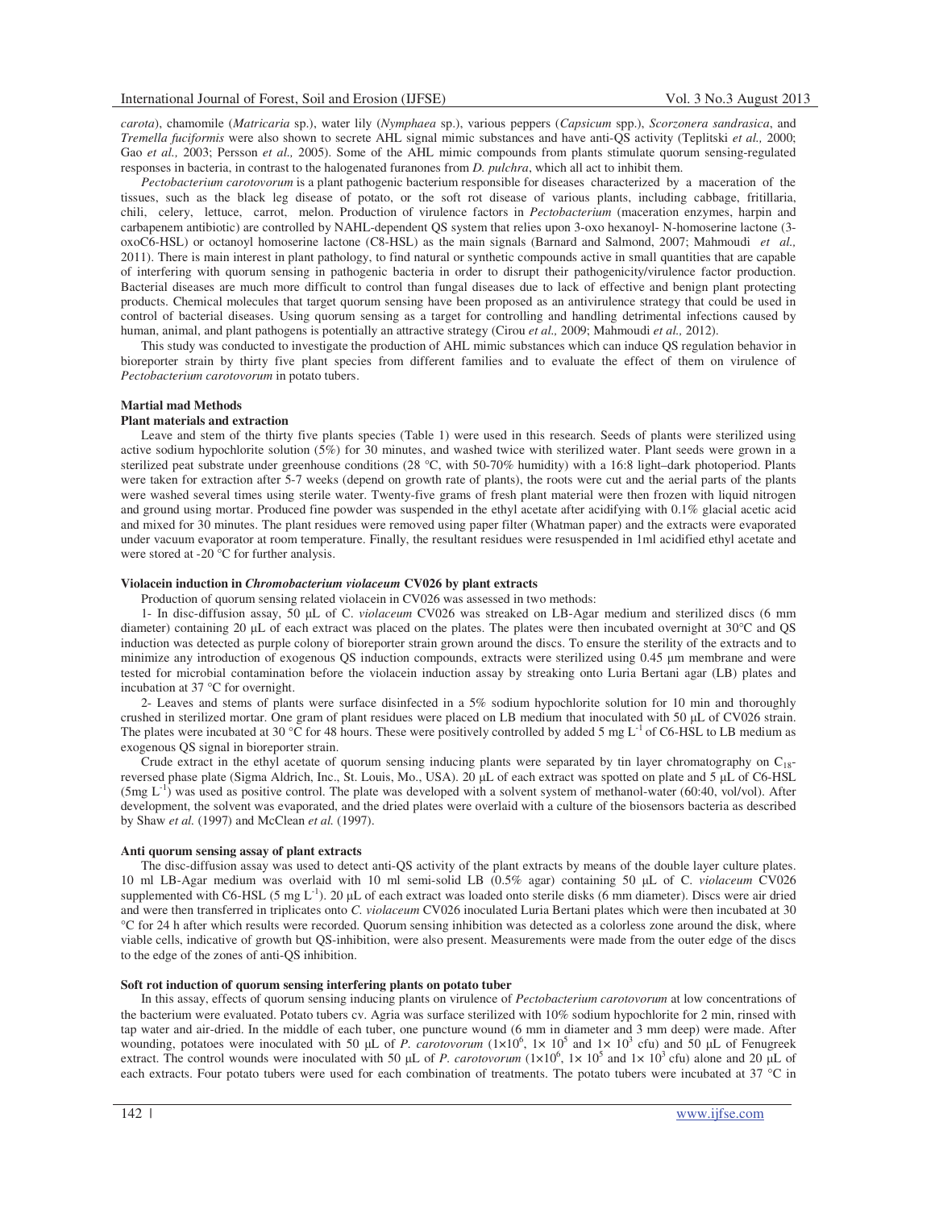*carota*), chamomile (*Matricaria* sp.), water lily (*Nymphaea* sp.), various peppers (*Capsicum* spp.), *Scorzonera sandrasica*, and *Tremella fuciformis* were also shown to secrete AHL signal mimic substances and have anti-QS activity (Teplitski *et al.,* 2000; Gao *et al.,* 2003; Persson *et al.,* 2005). Some of the AHL mimic compounds from plants stimulate quorum sensing-regulated responses in bacteria, in contrast to the halogenated furanones from *D. pulchra*, which all act to inhibit them.

*Pectobacterium carotovorum* is a plant pathogenic bacterium responsible for diseases characterized by a maceration of the tissues, such as the black leg disease of potato, or the soft rot disease of various plants, including cabbage, fritillaria, chili, celery, lettuce, carrot, melon. Production of virulence factors in *Pectobacterium* (maceration enzymes, harpin and carbapenem antibiotic) are controlled by NAHL-dependent QS system that relies upon 3-oxo hexanoyl- N-homoserine lactone (3-oxoC6-HSL) or octanoyl homoserine lactone (C8-HSL) as the main signals (Barnard and Salmond, 2007; Mahmoudi *et al.,* 2011). There is main interest in plant pathology, to find natural or synthetic compounds active in small quantities that are capable of interfering with quorum sensing in pathogenic bacteria in order to disrupt their pathogenicity/virulence factor production. Bacterial diseases are much more difficult to control than fungal diseases due to lack of effective and benign plant protecting products. Chemical molecules that target quorum sensing have been proposed as an antivirulence strategy that could be used in control of bacterial diseases. Using quorum sensing as a target for controlling and handling detrimental infections caused by human, animal, and plant pathogens is potentially an attractive strategy (Cirou *et al.,* 2009; Mahmoudi *et al.,* 2012).

This study was conducted to investigate the production of AHL mimic substances which can induce QS regulation behavior in bioreporter strain by thirty five plant species from different families and to evaluate the effect of them on virulence of *Pectobacterium carotovorum* in potato tubers.

## Martial mad Methods

### Plant materials and extraction

Leave and stem of the thirty five plants species (Table 1) were used in this research. Seeds of plants were sterilized using active sodium hypochlorite solution (5%) for 30 minutes, and washed twice with sterilized water. Plant seeds were grown in a sterilized peat substrate under greenhouse conditions (28 °C, with 50-70% humidity) with a 16:8 light–dark photoperiod. Plants were taken for extraction after 5-7 weeks (depend on growth rate of plants), the roots were cut and the aerial parts of the plants were washed several times using sterile water. Twenty-five grams of fresh plant material were then frozen with liquid nitrogen and ground using mortar. Produced fine powder was suspended in the ethyl acetate after acidifying with 0.1% glacial acetic acid and mixed for 30 minutes. The plant residues were removed using paper filter (Whatman paper) and the extracts were evaporated under vacuum evaporator at room temperature. Finally, the resultant residues were resuspended in 1ml acidified ethyl acetate and were stored at -20 °C for further analysis.

### Violacein induction in *Chromobacterium violaceum* CV026 by plant extracts

Production of quorum sensing related violacein in CV026 was assessed in two methods:

1- In disc-diffusion assay, 50 µL of C. *violaceum* CV026 was streaked on LB-Agar medium and sterilized discs (6 mm diameter) containing 20 µL of each extract was placed on the plates. The plates were then incubated overnight at 30°C and QS induction was detected as purple colony of bioreporter strain grown around the discs. To ensure the sterility of the extracts and to minimize any introduction of exogenous QS induction compounds, extracts were sterilized using 0.45 µm membrane and were tested for microbial contamination before the violacein induction assay by streaking onto Luria Bertani agar (LB) plates and incubation at 37 °C for overnight.

2- Leaves and stems of plants were surface disinfected in a 5% sodium hypochlorite solution for 10 min and thoroughly crushed in sterilized mortar. One gram of plant residues were placed on LB medium that inoculated with 50 µL of CV026 strain. The plates were incubated at 30 °C for 48 hours. These were positively controlled by added 5 mg $L^{-1}$ of C6-HSL to LB medium as exogenous QS signal in bioreporter strain.

Crude extract in the ethyl acetate of quorum sensing inducing plants were separated by tin layer chromatography on $C_{18}$-reversed phase plate (Sigma Aldrich, Inc., St. Louis, Mo., USA). 20 µL of each extract was spotted on plate and 5 µL of C6-HSL (5mg $L^{-1}$) was used as positive control. The plate was developed with a solvent system of methanol-water (60:40, vol/vol). After development, the solvent was evaporated, and the dried plates were overlaid with a culture of the biosensors bacteria as described by Shaw *et al.* (1997) and McClean *et al.* (1997).

### Anti quorum sensing assay of plant extracts

The disc-diffusion assay was used to detect anti-QS activity of the plant extracts by means of the double layer culture plates. 10 ml LB-Agar medium was overlaid with 10 ml semi-solid LB (0.5% agar) containing 50 µL of C. *violaceum* CV026 supplemented with C6-HSL (5 mg $L^{-1}$). 20 µL of each extract was loaded onto sterile disks (6 mm diameter). Discs were air dried and were then transferred in triplicates onto *C. violaceum* CV026 inoculated Luria Bertani plates which were then incubated at 30 °C for 24 h after which results were recorded. Quorum sensing inhibition was detected as a colorless zone around the disk, where viable cells, indicative of growth but QS-inhibition, were also present. Measurements were made from the outer edge of the discs to the edge of the zones of anti-QS inhibition.

### Soft rot induction of quorum sensing interfering plants on potato tuber

In this assay, effects of quorum sensing inducing plants on virulence of *Pectobacterium carotovorum* at low concentrations of the bacterium were evaluated. Potato tubers cv. Agria was surface sterilized with 10% sodium hypochlorite for 2 min, rinsed with tap water and air-dried. In the middle of each tuber, one puncture wound (6 mm in diameter and 3 mm deep) were made. After wounding, potatoes were inoculated with 50 µL of *P. carotovorum* ($1\times10^6$, $1\times 10^5$ and $1\times 10^3$ cfu) and 50 µL of Fenugreek extract. The control wounds were inoculated with 50 µL of *P. carotovorum* ($1\times10^6$, $1\times 10^5$ and $1\times 10^3$ cfu) alone and 20 µL of each extracts. Four potato tubers were used for each combination of treatments. The potato tubers were incubated at 37 °C in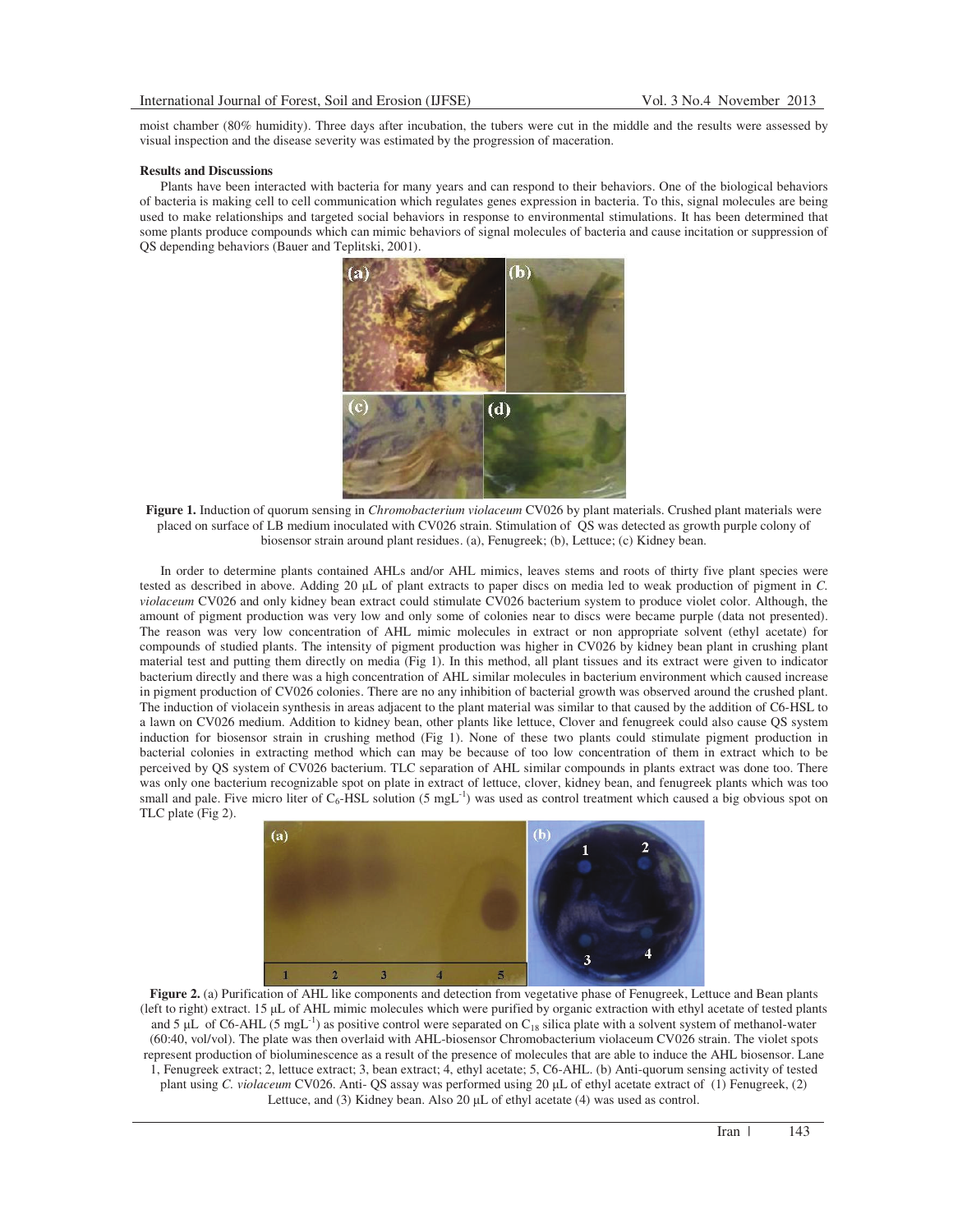moist chamber (80% humidity). Three days after incubation, the tubers were cut in the middle and the results were assessed by visual inspection and the disease severity was estimated by the progression of maceration.

**Results and Discussions**

Plants have been interacted with bacteria for many years and can respond to their behaviors. One of the biological behaviors of bacteria is making cell to cell communication which regulates genes expression in bacteria. To this, signal molecules are being used to make relationships and targeted social behaviors in response to environmental stimulations. It has been determined that some plants produce compounds which can mimic behaviors of signal molecules of bacteria and cause incitation or suppression of QS depending behaviors (Bauer and Teplitski, 2001).

**Figure 1.** Induction of quorum sensing in *Chromobacterium violaceum* CV026 by plant materials. Crushed plant materials were placed on surface of LB medium inoculated with CV026 strain. Stimulation of QS was detected as growth purple colony of biosensor strain around plant residues. (a), Fenugreek; (b), Lettuce; (c) Kidney bean.

In order to determine plants contained AHLs and/or AHL mimics, leaves stems and roots of thirty five plant species were tested as described in above. Adding 20 µL of plant extracts to paper discs on media led to weak production of pigment in *C. violaceum* CV026 and only kidney bean extract could stimulate CV026 bacterium system to produce violet color. Although, the amount of pigment production was very low and only some of colonies near to discs were became purple (data not presented). The reason was very low concentration of AHL mimic molecules in extract or non appropriate solvent (ethyl acetate) for compounds of studied plants. The intensity of pigment production was higher in CV026 by kidney bean plant in crushing plant material test and putting them directly on media (Fig 1). In this method, all plant tissues and its extract were given to indicator bacterium directly and there was a high concentration of AHL similar molecules in bacterium environment which caused increase in pigment production of CV026 colonies. There are no any inhibition of bacterial growth was observed around the crushed plant. The induction of violacein synthesis in areas adjacent to the plant material was similar to that caused by the addition of C6-HSL to a lawn on CV026 medium. Addition to kidney bean, other plants like lettuce, Clover and fenugreek could also cause QS system induction for biosensor strain in crushing method (Fig 1). None of these two plants could stimulate pigment production in bacterial colonies in extracting method which can may be because of too low concentration of them in extract which to be perceived by QS system of CV026 bacterium. TLC separation of AHL similar compounds in plants extract was done too. There was only one bacterium recognizable spot on plate in extract of lettuce, clover, kidney bean, and fenugreek plants which was too small and pale. Five micro liter of $C_6$-HSL solution (5 $mgL^{-1}$) was used as control treatment which caused a big obvious spot on TLC plate (Fig 2).

**Figure 2.** (a) Purification of AHL like components and detection from vegetative phase of Fenugreek, Lettuce and Bean plants (left to right) extract. 15 µL of AHL mimic molecules which were purified by organic extraction with ethyl acetate of tested plants and 5 µL of C6-AHL (5 $mgL^{-1}$) as positive control were separated on $C_{18}$ silica plate with a solvent system of methanol-water (60:40, vol/vol). The plate was then overlaid with AHL-biosensor Chromobacterium violaceum CV026 strain. The violet spots represent production of bioluminescence as a result of the presence of molecules that are able to induce the AHL biosensor. Lane 1, Fenugreek extract; 2, lettuce extract; 3, bean extract; 4, ethyl acetate; 5, C6-AHL. (b) Anti-quorum sensing activity of tested plant using *C. violaceum* CV026. Anti- QS assay was performed using 20 µL of ethyl acetate extract of (1) Fenugreek, (2) Lettuce, and (3) Kidney bean. Also 20 µL of ethyl acetate (4) was used as control.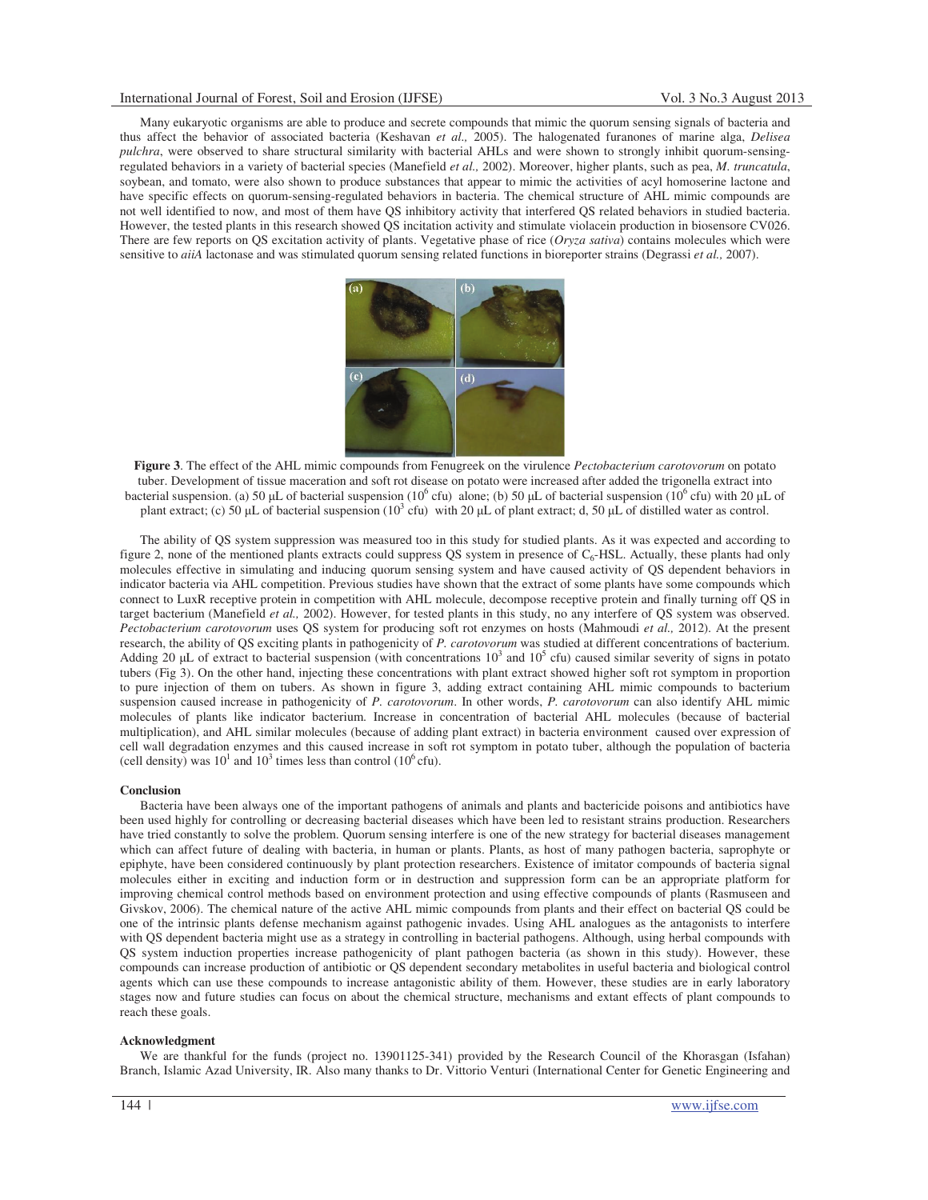Many eukaryotic organisms are able to produce and secrete compounds that mimic the quorum sensing signals of bacteria and thus affect the behavior of associated bacteria (Keshavan *et al.,* 2005). The halogenated furanones of marine alga, *Delisea pulchra*, were observed to share structural similarity with bacterial AHLs and were shown to strongly inhibit quorum-sensing-regulated behaviors in a variety of bacterial species (Manefield *et al.,* 2002). Moreover, higher plants, such as pea, *M. truncatula*, soybean, and tomato, were also shown to produce substances that appear to mimic the activities of acyl homoserine lactone and have specific effects on quorum-sensing-regulated behaviors in bacteria. The chemical structure of AHL mimic compounds are not well identified to now, and most of them have QS inhibitory activity that interfered QS related behaviors in studied bacteria. However, the tested plants in this research showed QS incitation activity and stimulate violacein production in biosensore CV026. There are few reports on QS excitation activity of plants. Vegetative phase of rice (*Oryza sativa*) contains molecules which were sensitive to *aiiA* lactonase and was stimulated quorum sensing related functions in bioreporter strains (Degrassi *et al.,* 2007).

**Figure 3**. The effect of the AHL mimic compounds from Fenugreek on the virulence *Pectobacterium carotovorum* on potato tuber. Development of tissue maceration and soft rot disease on potato were increased after added the trigonella extract into bacterial suspension. (a) 50 µL of bacterial suspension ($10^6$ cfu) alone; (b) 50 µL of bacterial suspension ($10^6$ cfu) with 20 µL of plant extract; (c) 50 µL of bacterial suspension ($10^3$ cfu) with 20 µL of plant extract; d, 50 µL of distilled water as control.

The ability of QS system suppression was measured too in this study for studied plants. As it was expected and according to figure 2, none of the mentioned plants extracts could suppress QS system in presence of $C_6$-HSL. Actually, these plants had only molecules effective in simulating and inducing quorum sensing system and have caused activity of QS dependent behaviors in indicator bacteria via AHL competition. Previous studies have shown that the extract of some plants have some compounds which connect to LuxR receptive protein in competition with AHL molecule, decompose receptive protein and finally turning off QS in target bacterium (Manefield *et al.,* 2002). However, for tested plants in this study, no any interfere of QS system was observed. *Pectobacterium carotovorum* uses QS system for producing soft rot enzymes on hosts (Mahmoudi *et al.,* 2012). At the present research, the ability of QS exciting plants in pathogenicity of *P. carotovorum* was studied at different concentrations of bacterium. Adding 20 µL of extract to bacterial suspension (with concentrations $10^3$ and $10^5$ cfu) caused similar severity of signs in potato tubers (Fig 3). On the other hand, injecting these concentrations with plant extract showed higher soft rot symptom in proportion to pure injection of them on tubers. As shown in figure 3, adding extract containing AHL mimic compounds to bacterium suspension caused increase in pathogenicity of *P. carotovorum*. In other words, *P. carotovorum* can also identify AHL mimic molecules of plants like indicator bacterium. Increase in concentration of bacterial AHL molecules (because of bacterial multiplication), and AHL similar molecules (because of adding plant extract) in bacteria environment caused over expression of cell wall degradation enzymes and this caused increase in soft rot symptom in potato tuber, although the population of bacteria (cell density) was $10^1$ and $10^3$ times less than control ($10^6$ cfu).

## Conclusion

Bacteria have been always one of the important pathogens of animals and plants and bactericide poisons and antibiotics have been used highly for controlling or decreasing bacterial diseases which have been led to resistant strains production. Researchers have tried constantly to solve the problem. Quorum sensing interfere is one of the new strategy for bacterial diseases management which can affect future of dealing with bacteria, in human or plants. Plants, as host of many pathogen bacteria, saprophyte or epiphyte, have been considered continuously by plant protection researchers. Existence of imitator compounds of bacteria signal molecules either in exciting and induction form or in destruction and suppression form can be an appropriate platform for improving chemical control methods based on environment protection and using effective compounds of plants (Rasmuseen and Givskov, 2006). The chemical nature of the active AHL mimic compounds from plants and their effect on bacterial QS could be one of the intrinsic plants defense mechanism against pathogenic invades. Using AHL analogues as the antagonists to interfere with QS dependent bacteria might use as a strategy in controlling in bacterial pathogens. Although, using herbal compounds with QS system induction properties increase pathogenicity of plant pathogen bacteria (as shown in this study). However, these compounds can increase production of antibiotic or QS dependent secondary metabolites in useful bacteria and biological control agents which can use these compounds to increase antagonistic ability of them. However, these studies are in early laboratory stages now and future studies can focus on about the chemical structure, mechanisms and extant effects of plant compounds to reach these goals.

## Acknowledgment

We are thankful for the funds (project no. 13901125-341) provided by the Research Council of the Khorasgan (Isfahan) Branch, Islamic Azad University, IR. Also many thanks to Dr. Vittorio Venturi (International Center for Genetic Engineering and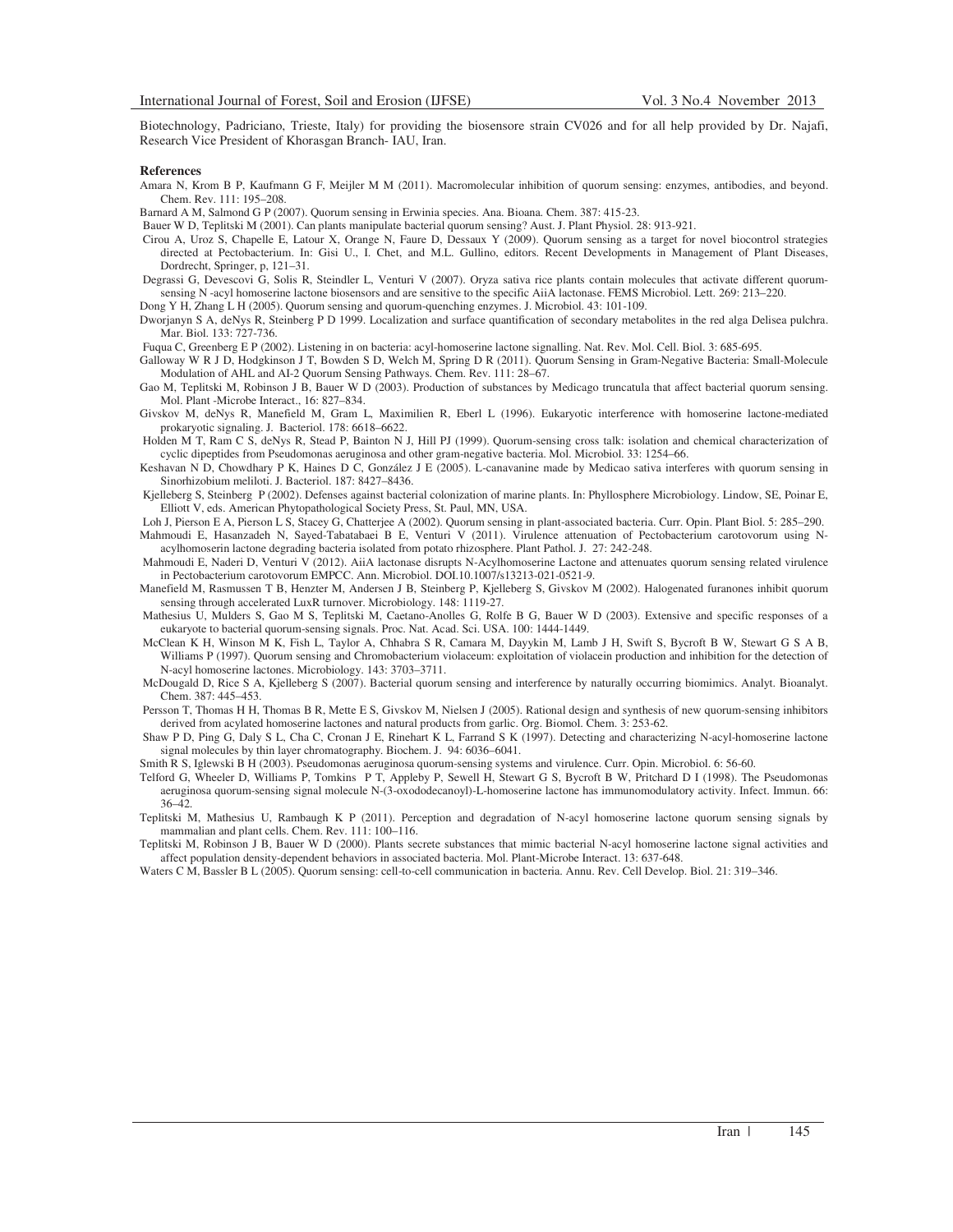Biotechnology, Padriciano, Trieste, Italy) for providing the biosensore strain CV026 and for all help provided by Dr. Najafi, Research Vice President of Khorasgan Branch- IAU, Iran.

**References**

Amara N, Krom B P, Kaufmann G F, Meijler M M (2011). Macromolecular inhibition of quorum sensing: enzymes, antibodies, and beyond. Chem. Rev. 111: 195–208.

Barnard A M, Salmond G P (2007). Quorum sensing in Erwinia species. Ana. Bioana. Chem. 387: 415-23.

Bauer W D, Teplitski M (2001). Can plants manipulate bacterial quorum sensing? Aust. J. Plant Physiol. 28: 913-921.

Cirou A, Uroz S, Chapelle E, Latour X, Orange N, Faure D, Dessaux Y (2009). Quorum sensing as a target for novel biocontrol strategies directed at Pectobacterium. In: Gisi U., I. Chet, and M.L. Gullino, editors. Recent Developments in Management of Plant Diseases, Dordrecht, Springer, p, 121–31.

Degrassi G, Devescovi G, Solis R, Steindler L, Venturi V (2007). Oryza sativa rice plants contain molecules that activate different quorum-sensing N -acyl homoserine lactone biosensors and are sensitive to the specific AiiA lactonase. FEMS Microbiol. Lett. 269: 213–220.

Dong Y H, Zhang L H (2005). Quorum sensing and quorum-quenching enzymes. J. Microbiol. 43: 101-109.

Dworjanyn S A, deNys R, Steinberg P D 1999. Localization and surface quantification of secondary metabolites in the red alga Delisea pulchra. Mar. Biol. 133: 727-736.

Fuqua C, Greenberg E P (2002). Listening in on bacteria: acyl-homoserine lactone signalling. Nat. Rev. Mol. Cell. Biol. 3: 685-695.

Galloway W R J D, Hodgkinson J T, Bowden S D, Welch M, Spring D R (2011). Quorum Sensing in Gram-Negative Bacteria: Small-Molecule Modulation of AHL and AI-2 Quorum Sensing Pathways. Chem. Rev. 111: 28–67.

Gao M, Teplitski M, Robinson J B, Bauer W D (2003). Production of substances by Medicago truncatula that affect bacterial quorum sensing. Mol. Plant -Microbe Interact., 16: 827–834.

Givskov M, deNys R, Manefield M, Gram L, Maximilien R, Eberl L (1996). Eukaryotic interference with homoserine lactone-mediated prokaryotic signaling. J. Bacteriol. 178: 6618–6622.

Holden M T, Ram C S, deNys R, Stead P, Bainton N J, Hill PJ (1999). Quorum-sensing cross talk: isolation and chemical characterization of cyclic dipeptides from Pseudomonas aeruginosa and other gram-negative bacteria. Mol. Microbiol. 33: 1254–66.

Keshavan N D, Chowdhary P K, Haines D C, González J E (2005). L-canavanine made by Medicao sativa interferes with quorum sensing in Sinorhizobium meliloti. J. Bacteriol. 187: 8427–8436.

Kjelleberg S, Steinberg P (2002). Defenses against bacterial colonization of marine plants. In: Phyllosphere Microbiology. Lindow, SE, Poinar E, Elliott V, eds. American Phytopathological Society Press, St. Paul, MN, USA.

Loh J, Pierson E A, Pierson L S, Stacey G, Chatterjee A (2002). Quorum sensing in plant-associated bacteria. Curr. Opin. Plant Biol. 5: 285–290.

Mahmoudi E, Hasanzadeh N, Sayed-Tabatabaei B E, Venturi V (2011). Virulence attenuation of Pectobacterium carotovorum using N-acylhomoserin lactone degrading bacteria isolated from potato rhizosphere. Plant Pathol. J. 27: 242-248.

Mahmoudi E, Naderi D, Venturi V (2012). AiiA lactonase disrupts N-Acylhomoserine Lactone and attenuates quorum sensing related virulence in Pectobacterium carotovorum EMPCC. Ann. Microbiol. DOI.10.1007/s13213-021-0521-9.

Manefield M, Rasmussen T B, Henzter M, Andersen J B, Steinberg P, Kjelleberg S, Givskov M (2002). Halogenated furanones inhibit quorum sensing through accelerated LuxR turnover. Microbiology. 148: 1119-27.

Mathesius U, Mulders S, Gao M S, Teplitski M, Caetano-Anolles G, Rolfe B G, Bauer W D (2003). Extensive and specific responses of a eukaryote to bacterial quorum-sensing signals. Proc. Nat. Acad. Sci. USA. 100: 1444-1449.

McClean K H, Winson M K, Fish L, Taylor A, Chhabra S R, Camara M, Dayykin M, Lamb J H, Swift S, Bycroft B W, Stewart G S A B, Williams P (1997). Quorum sensing and Chromobacterium violaceum: exploitation of violacein production and inhibition for the detection of N-acyl homoserine lactones. Microbiology. 143: 3703–3711.

McDougald D, Rice S A, Kjelleberg S (2007). Bacterial quorum sensing and interference by naturally occurring biomimics. Analyt. Bioanalyt. Chem. 387: 445–453.

Persson T, Thomas H H, Thomas B R, Mette E S, Givskov M, Nielsen J (2005). Rational design and synthesis of new quorum-sensing inhibitors derived from acylated homoserine lactones and natural products from garlic. Org. Biomol. Chem. 3: 253-62.

Shaw P D, Ping G, Daly S L, Cha C, Cronan J E, Rinehart K L, Farrand S K (1997). Detecting and characterizing N-acyl-homoserine lactone signal molecules by thin layer chromatography. Biochem. J. 94: 6036–6041.

Smith R S, Iglewski B H (2003). Pseudomonas aeruginosa quorum-sensing systems and virulence. Curr. Opin. Microbiol. 6: 56-60.

Telford G, Wheeler D, Williams P, Tomkins P T, Appleby P, Sewell H, Stewart G S, Bycroft B W, Pritchard D I (1998). The Pseudomonas aeruginosa quorum-sensing signal molecule N-(3-oxododecanoyl)-L-homoserine lactone has immunomodulatory activity. Infect. Immun. 66: 36–42.

Teplitski M, Mathesius U, Rambaugh K P (2011). Perception and degradation of N-acyl homoserine lactone quorum sensing signals by mammalian and plant cells. Chem. Rev. 111: 100–116.

Teplitski M, Robinson J B, Bauer W D (2000). Plants secrete substances that mimic bacterial N-acyl homoserine lactone signal activities and affect population density-dependent behaviors in associated bacteria. Mol. Plant-Microbe Interact. 13: 637-648.

Waters C M, Bassler B L (2005). Quorum sensing: cell-to-cell communication in bacteria. Annu. Rev. Cell Develop. Biol. 21: 319–346.